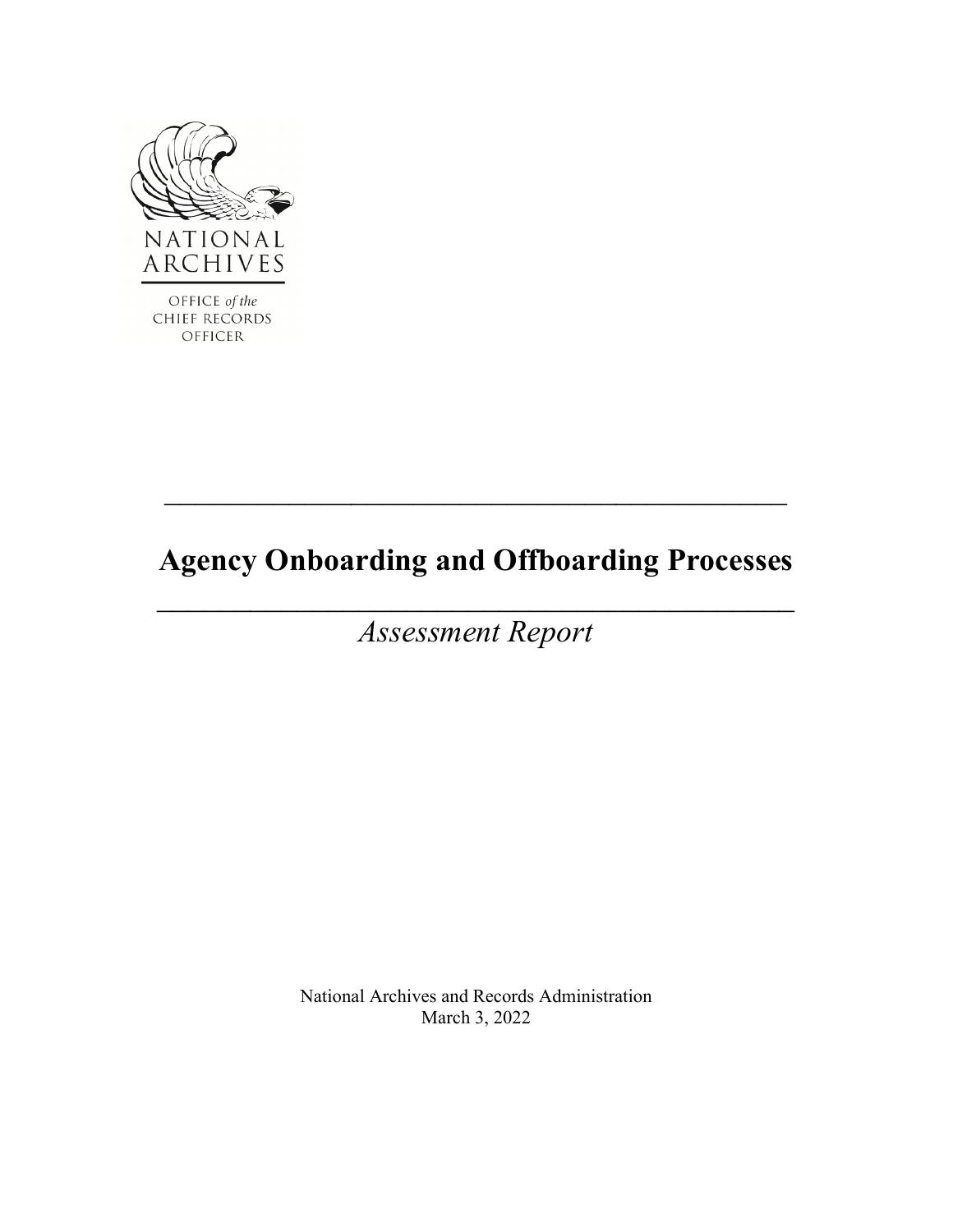NATIONAL ARCHIVES

OFFICE *of the* CHIEF RECORDS OFFICER

---

# Agency Onboarding and Offboarding Processes

---

*Assessment Report*

National Archives and Records Administration
March 3, 2022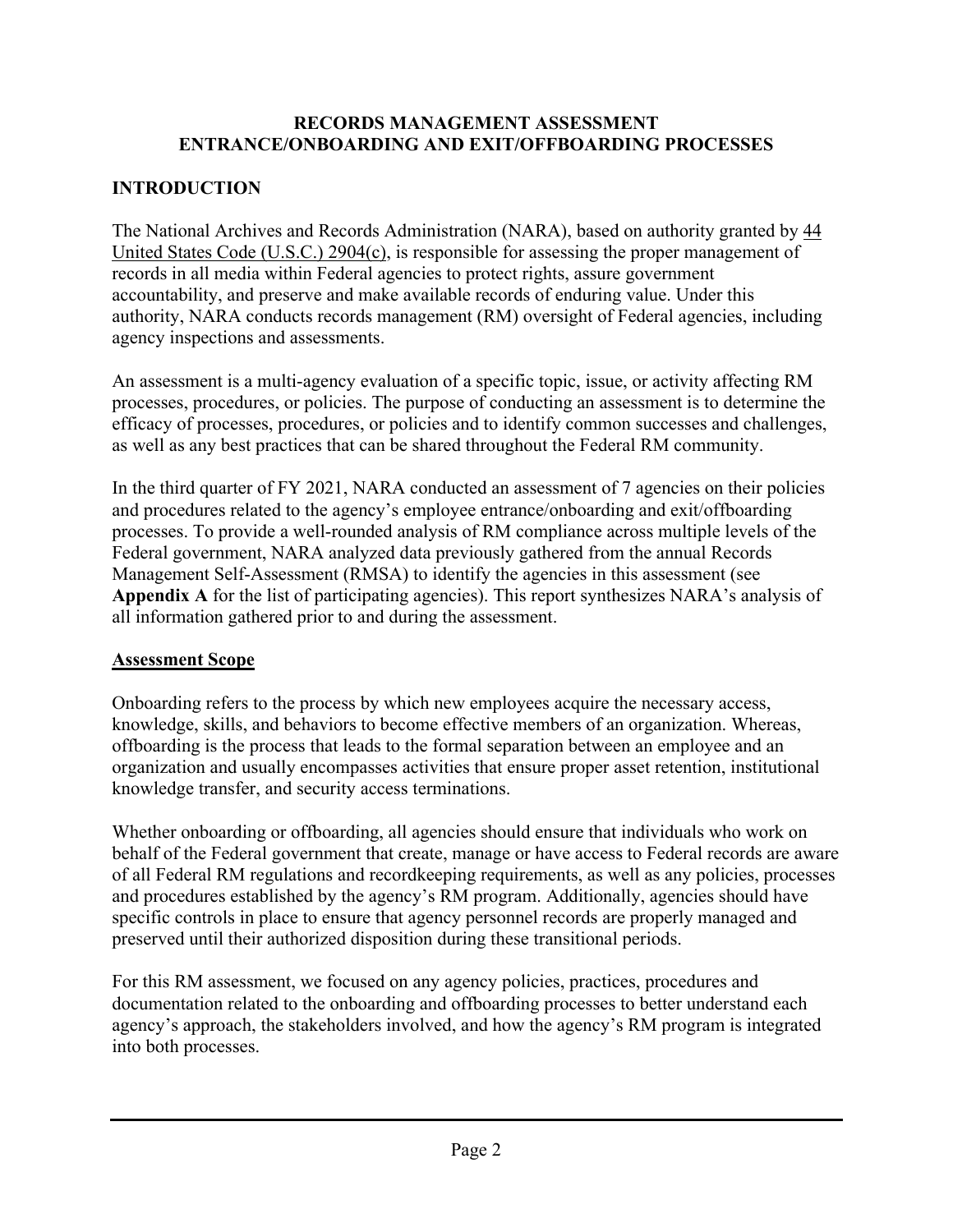**RECORDS MANAGEMENT ASSESSMENT**
**ENTRANCE/ONBOARDING AND EXIT/OFFBOARDING PROCESSES**

## INTRODUCTION

The National Archives and Records Administration (NARA), based on authority granted by 44 United States Code (U.S.C.) 2904(c), is responsible for assessing the proper management of records in all media within Federal agencies to protect rights, assure government accountability, and preserve and make available records of enduring value. Under this authority, NARA conducts records management (RM) oversight of Federal agencies, including agency inspections and assessments.

An assessment is a multi-agency evaluation of a specific topic, issue, or activity affecting RM processes, procedures, or policies. The purpose of conducting an assessment is to determine the efficacy of processes, procedures, or policies and to identify common successes and challenges, as well as any best practices that can be shared throughout the Federal RM community.

In the third quarter of FY 2021, NARA conducted an assessment of 7 agencies on their policies and procedures related to the agency's employee entrance/onboarding and exit/offboarding processes. To provide a well-rounded analysis of RM compliance across multiple levels of the Federal government, NARA analyzed data previously gathered from the annual Records Management Self-Assessment (RMSA) to identify the agencies in this assessment (see **Appendix A** for the list of participating agencies). This report synthesizes NARA's analysis of all information gathered prior to and during the assessment.

### Assessment Scope

Onboarding refers to the process by which new employees acquire the necessary access, knowledge, skills, and behaviors to become effective members of an organization. Whereas, offboarding is the process that leads to the formal separation between an employee and an organization and usually encompasses activities that ensure proper asset retention, institutional knowledge transfer, and security access terminations.

Whether onboarding or offboarding, all agencies should ensure that individuals who work on behalf of the Federal government that create, manage or have access to Federal records are aware of all Federal RM regulations and recordkeeping requirements, as well as any policies, processes and procedures established by the agency's RM program. Additionally, agencies should have specific controls in place to ensure that agency personnel records are properly managed and preserved until their authorized disposition during these transitional periods.

For this RM assessment, we focused on any agency policies, practices, procedures and documentation related to the onboarding and offboarding processes to better understand each agency's approach, the stakeholders involved, and how the agency's RM program is integrated into both processes.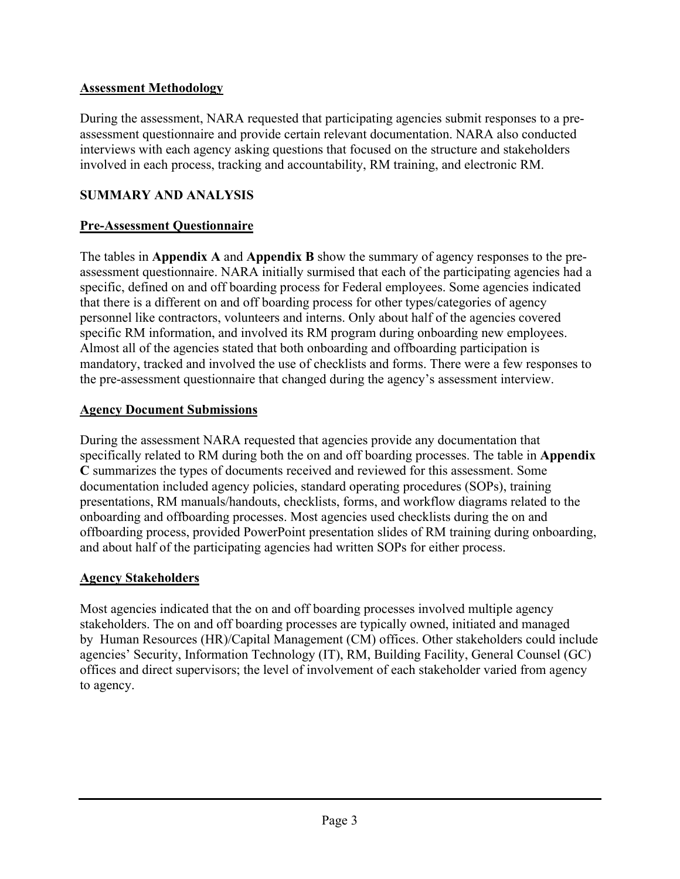## Assessment Methodology

During the assessment, NARA requested that participating agencies submit responses to a pre-assessment questionnaire and provide certain relevant documentation. NARA also conducted interviews with each agency asking questions that focused on the structure and stakeholders involved in each process, tracking and accountability, RM training, and electronic RM.

## SUMMARY AND ANALYSIS

### Pre-Assessment Questionnaire

The tables in **Appendix A** and **Appendix B** show the summary of agency responses to the pre-assessment questionnaire. NARA initially surmised that each of the participating agencies had a specific, defined on and off boarding process for Federal employees. Some agencies indicated that there is a different on and off boarding process for other types/categories of agency personnel like contractors, volunteers and interns. Only about half of the agencies covered specific RM information, and involved its RM program during onboarding new employees. Almost all of the agencies stated that both onboarding and offboarding participation is mandatory, tracked and involved the use of checklists and forms. There were a few responses to the pre-assessment questionnaire that changed during the agency's assessment interview.

### Agency Document Submissions

During the assessment NARA requested that agencies provide any documentation that specifically related to RM during both the on and off boarding processes. The table in **Appendix C** summarizes the types of documents received and reviewed for this assessment. Some documentation included agency policies, standard operating procedures (SOPs), training presentations, RM manuals/handouts, checklists, forms, and workflow diagrams related to the onboarding and offboarding processes. Most agencies used checklists during the on and offboarding process, provided PowerPoint presentation slides of RM training during onboarding, and about half of the participating agencies had written SOPs for either process.

### Agency Stakeholders

Most agencies indicated that the on and off boarding processes involved multiple agency stakeholders. The on and off boarding processes are typically owned, initiated and managed by Human Resources (HR)/Capital Management (CM) offices. Other stakeholders could include agencies' Security, Information Technology (IT), RM, Building Facility, General Counsel (GC) offices and direct supervisors; the level of involvement of each stakeholder varied from agency to agency.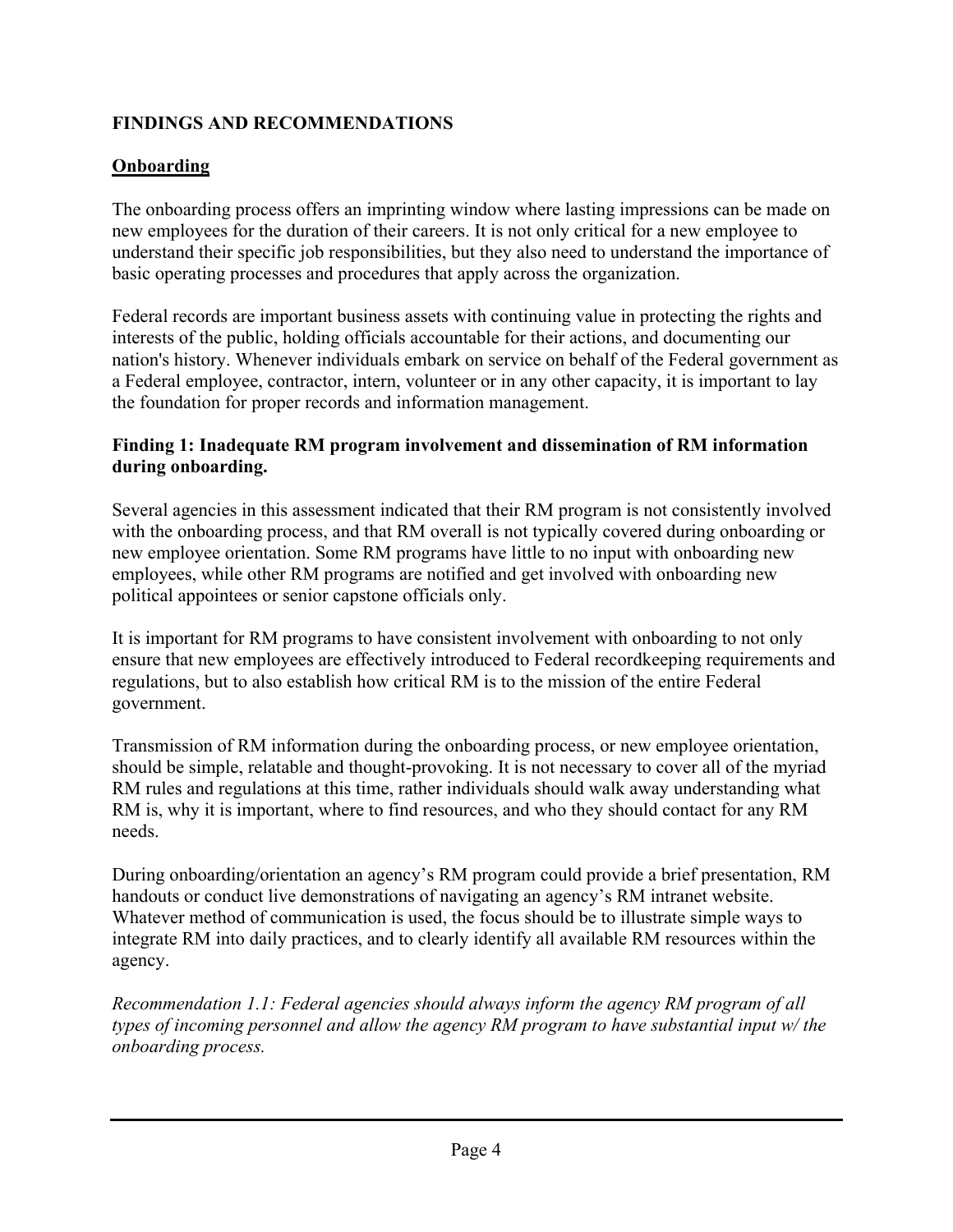## FINDINGS AND RECOMMENDATIONS

### Onboarding

The onboarding process offers an imprinting window where lasting impressions can be made on new employees for the duration of their careers. It is not only critical for a new employee to understand their specific job responsibilities, but they also need to understand the importance of basic operating processes and procedures that apply across the organization.

Federal records are important business assets with continuing value in protecting the rights and interests of the public, holding officials accountable for their actions, and documenting our nation's history. Whenever individuals embark on service on behalf of the Federal government as a Federal employee, contractor, intern, volunteer or in any other capacity, it is important to lay the foundation for proper records and information management.

**Finding 1: Inadequate RM program involvement and dissemination of RM information during onboarding.**

Several agencies in this assessment indicated that their RM program is not consistently involved with the onboarding process, and that RM overall is not typically covered during onboarding or new employee orientation. Some RM programs have little to no input with onboarding new employees, while other RM programs are notified and get involved with onboarding new political appointees or senior capstone officials only.

It is important for RM programs to have consistent involvement with onboarding to not only ensure that new employees are effectively introduced to Federal recordkeeping requirements and regulations, but to also establish how critical RM is to the mission of the entire Federal government.

Transmission of RM information during the onboarding process, or new employee orientation, should be simple, relatable and thought-provoking. It is not necessary to cover all of the myriad RM rules and regulations at this time, rather individuals should walk away understanding what RM is, why it is important, where to find resources, and who they should contact for any RM needs.

During onboarding/orientation an agency's RM program could provide a brief presentation, RM handouts or conduct live demonstrations of navigating an agency's RM intranet website. Whatever method of communication is used, the focus should be to illustrate simple ways to integrate RM into daily practices, and to clearly identify all available RM resources within the agency.

*Recommendation 1.1: Federal agencies should always inform the agency RM program of all types of incoming personnel and allow the agency RM program to have substantial input w/ the onboarding process.*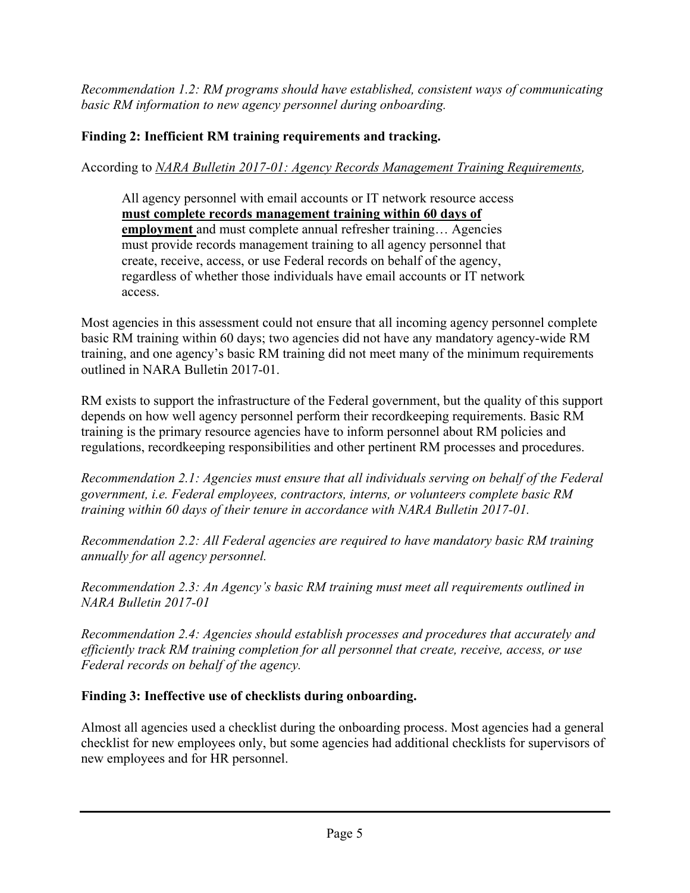*Recommendation 1.2: RM programs should have established, consistent ways of communicating basic RM information to new agency personnel during onboarding.*

**Finding 2: Inefficient RM training requirements and tracking.**

According to *NARA Bulletin 2017-01: Agency Records Management Training Requirements,*

> All agency personnel with email accounts or IT network resource access **must complete records management training within 60 days of employment** and must complete annual refresher training… Agencies must provide records management training to all agency personnel that create, receive, access, or use Federal records on behalf of the agency, regardless of whether those individuals have email accounts or IT network access.

Most agencies in this assessment could not ensure that all incoming agency personnel complete basic RM training within 60 days; two agencies did not have any mandatory agency-wide RM training, and one agency's basic RM training did not meet many of the minimum requirements outlined in NARA Bulletin 2017-01.

RM exists to support the infrastructure of the Federal government, but the quality of this support depends on how well agency personnel perform their recordkeeping requirements. Basic RM training is the primary resource agencies have to inform personnel about RM policies and regulations, recordkeeping responsibilities and other pertinent RM processes and procedures.

*Recommendation 2.1: Agencies must ensure that all individuals serving on behalf of the Federal government, i.e. Federal employees, contractors, interns, or volunteers complete basic RM training within 60 days of their tenure in accordance with NARA Bulletin 2017-01.*

*Recommendation 2.2: All Federal agencies are required to have mandatory basic RM training annually for all agency personnel.*

*Recommendation 2.3: An Agency's basic RM training must meet all requirements outlined in NARA Bulletin 2017-01*

*Recommendation 2.4: Agencies should establish processes and procedures that accurately and efficiently track RM training completion for all personnel that create, receive, access, or use Federal records on behalf of the agency.*

**Finding 3: Ineffective use of checklists during onboarding.**

Almost all agencies used a checklist during the onboarding process. Most agencies had a general checklist for new employees only, but some agencies had additional checklists for supervisors of new employees and for HR personnel.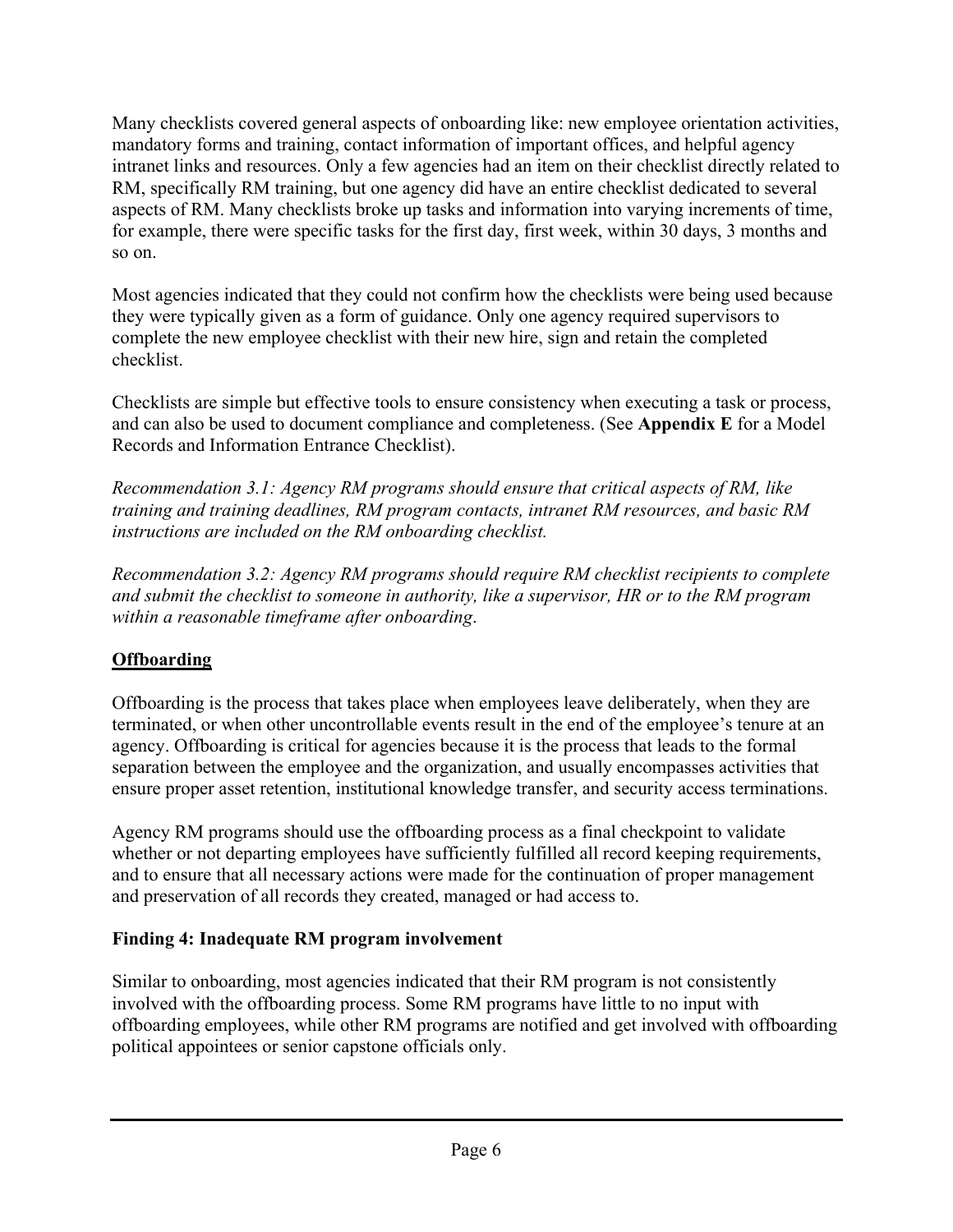Many checklists covered general aspects of onboarding like: new employee orientation activities, mandatory forms and training, contact information of important offices, and helpful agency intranet links and resources. Only a few agencies had an item on their checklist directly related to RM, specifically RM training, but one agency did have an entire checklist dedicated to several aspects of RM. Many checklists broke up tasks and information into varying increments of time, for example, there were specific tasks for the first day, first week, within 30 days, 3 months and so on.

Most agencies indicated that they could not confirm how the checklists were being used because they were typically given as a form of guidance. Only one agency required supervisors to complete the new employee checklist with their new hire, sign and retain the completed checklist.

Checklists are simple but effective tools to ensure consistency when executing a task or process, and can also be used to document compliance and completeness. (See **Appendix E** for a Model Records and Information Entrance Checklist).

*Recommendation 3.1: Agency RM programs should ensure that critical aspects of RM, like training and training deadlines, RM program contacts, intranet RM resources, and basic RM instructions are included on the RM onboarding checklist.*

*Recommendation 3.2: Agency RM programs should require RM checklist recipients to complete and submit the checklist to someone in authority, like a supervisor, HR or to the RM program within a reasonable timeframe after onboarding.*

## Offboarding

Offboarding is the process that takes place when employees leave deliberately, when they are terminated, or when other uncontrollable events result in the end of the employee's tenure at an agency. Offboarding is critical for agencies because it is the process that leads to the formal separation between the employee and the organization, and usually encompasses activities that ensure proper asset retention, institutional knowledge transfer, and security access terminations.

Agency RM programs should use the offboarding process as a final checkpoint to validate whether or not departing employees have sufficiently fulfilled all record keeping requirements, and to ensure that all necessary actions were made for the continuation of proper management and preservation of all records they created, managed or had access to.

### Finding 4: Inadequate RM program involvement

Similar to onboarding, most agencies indicated that their RM program is not consistently involved with the offboarding process. Some RM programs have little to no input with offboarding employees, while other RM programs are notified and get involved with offboarding political appointees or senior capstone officials only.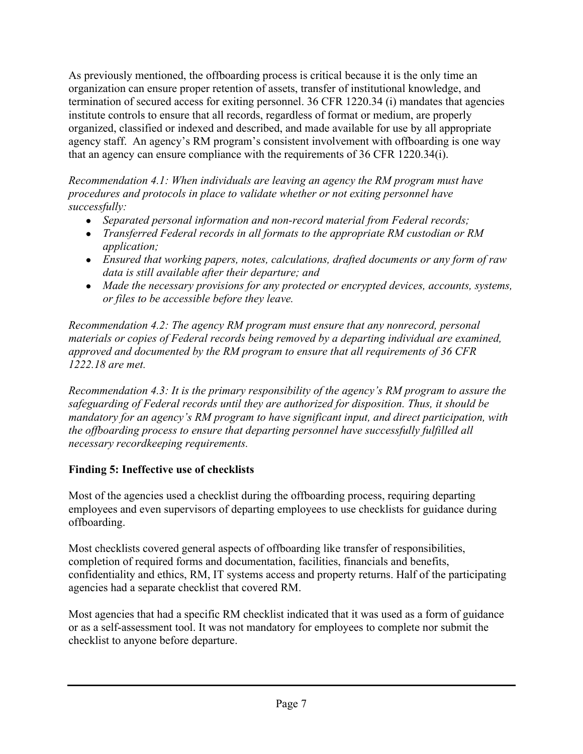As previously mentioned, the offboarding process is critical because it is the only time an organization can ensure proper retention of assets, transfer of institutional knowledge, and termination of secured access for exiting personnel. 36 CFR 1220.34 (i) mandates that agencies institute controls to ensure that all records, regardless of format or medium, are properly organized, classified or indexed and described, and made available for use by all appropriate agency staff. An agency's RM program's consistent involvement with offboarding is one way that an agency can ensure compliance with the requirements of 36 CFR 1220.34(i).

*Recommendation 4.1: When individuals are leaving an agency the RM program must have procedures and protocols in place to validate whether or not exiting personnel have successfully:*

- *Separated personal information and non-record material from Federal records;*
- *Transferred Federal records in all formats to the appropriate RM custodian or RM application;*
- *Ensured that working papers, notes, calculations, drafted documents or any form of raw data is still available after their departure; and*
- *Made the necessary provisions for any protected or encrypted devices, accounts, systems, or files to be accessible before they leave.*

*Recommendation 4.2: The agency RM program must ensure that any nonrecord, personal materials or copies of Federal records being removed by a departing individual are examined, approved and documented by the RM program to ensure that all requirements of 36 CFR 1222.18 are met.*

*Recommendation 4.3: It is the primary responsibility of the agency's RM program to assure the safeguarding of Federal records until they are authorized for disposition. Thus, it should be mandatory for an agency's RM program to have significant input, and direct participation, with the offboarding process to ensure that departing personnel have successfully fulfilled all necessary recordkeeping requirements.*

**Finding 5: Ineffective use of checklists**

Most of the agencies used a checklist during the offboarding process, requiring departing employees and even supervisors of departing employees to use checklists for guidance during offboarding.

Most checklists covered general aspects of offboarding like transfer of responsibilities, completion of required forms and documentation, facilities, financials and benefits, confidentiality and ethics, RM, IT systems access and property returns. Half of the participating agencies had a separate checklist that covered RM.

Most agencies that had a specific RM checklist indicated that it was used as a form of guidance or as a self-assessment tool. It was not mandatory for employees to complete nor submit the checklist to anyone before departure.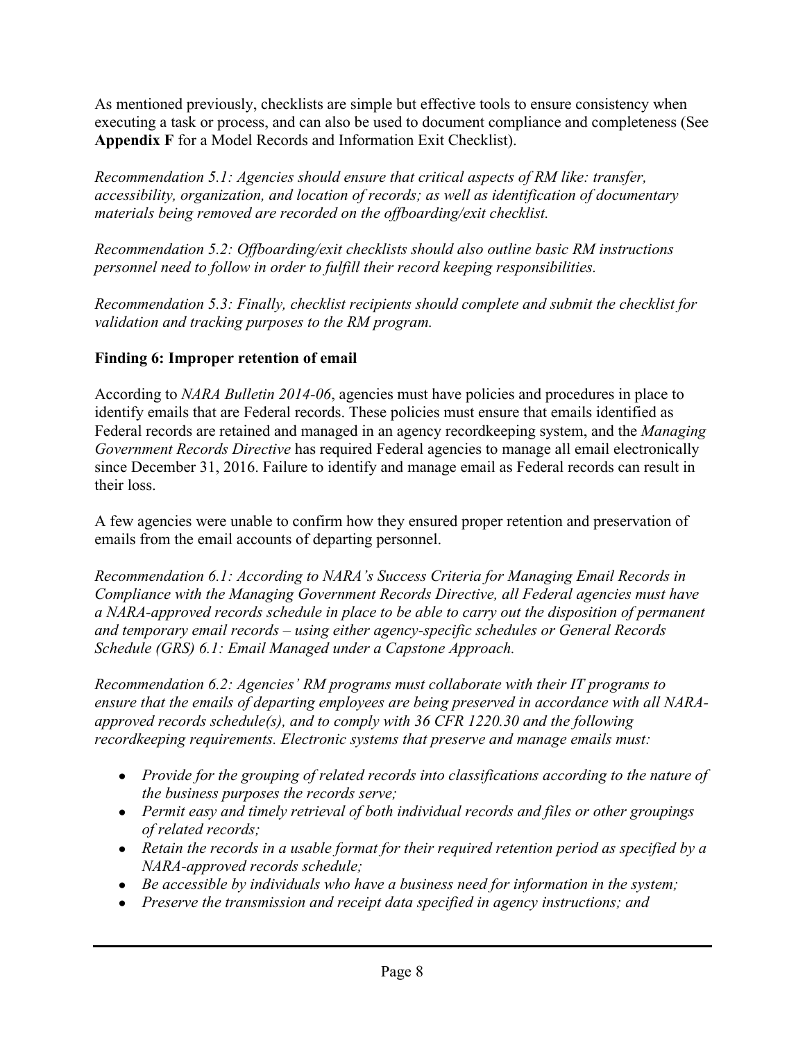As mentioned previously, checklists are simple but effective tools to ensure consistency when executing a task or process, and can also be used to document compliance and completeness (See **Appendix F** for a Model Records and Information Exit Checklist).

*Recommendation 5.1: Agencies should ensure that critical aspects of RM like: transfer, accessibility, organization, and location of records; as well as identification of documentary materials being removed are recorded on the offboarding/exit checklist.*

*Recommendation 5.2: Offboarding/exit checklists should also outline basic RM instructions personnel need to follow in order to fulfill their record keeping responsibilities.*

*Recommendation 5.3: Finally, checklist recipients should complete and submit the checklist for validation and tracking purposes to the RM program.*

**Finding 6: Improper retention of email**

According to *NARA Bulletin 2014-06*, agencies must have policies and procedures in place to identify emails that are Federal records. These policies must ensure that emails identified as Federal records are retained and managed in an agency recordkeeping system, and the *Managing Government Records Directive* has required Federal agencies to manage all email electronically since December 31, 2016. Failure to identify and manage email as Federal records can result in their loss.

A few agencies were unable to confirm how they ensured proper retention and preservation of emails from the email accounts of departing personnel.

*Recommendation 6.1: According to NARA's Success Criteria for Managing Email Records in Compliance with the Managing Government Records Directive, all Federal agencies must have a NARA-approved records schedule in place to be able to carry out the disposition of permanent and temporary email records – using either agency-specific schedules or General Records Schedule (GRS) 6.1: Email Managed under a Capstone Approach.*

*Recommendation 6.2: Agencies' RM programs must collaborate with their IT programs to ensure that the emails of departing employees are being preserved in accordance with all NARA-approved records schedule(s), and to comply with 36 CFR 1220.30 and the following recordkeeping requirements. Electronic systems that preserve and manage emails must:*

- *Provide for the grouping of related records into classifications according to the nature of the business purposes the records serve;*
- *Permit easy and timely retrieval of both individual records and files or other groupings of related records;*
- *Retain the records in a usable format for their required retention period as specified by a NARA-approved records schedule;*
- *Be accessible by individuals who have a business need for information in the system;*
- *Preserve the transmission and receipt data specified in agency instructions; and*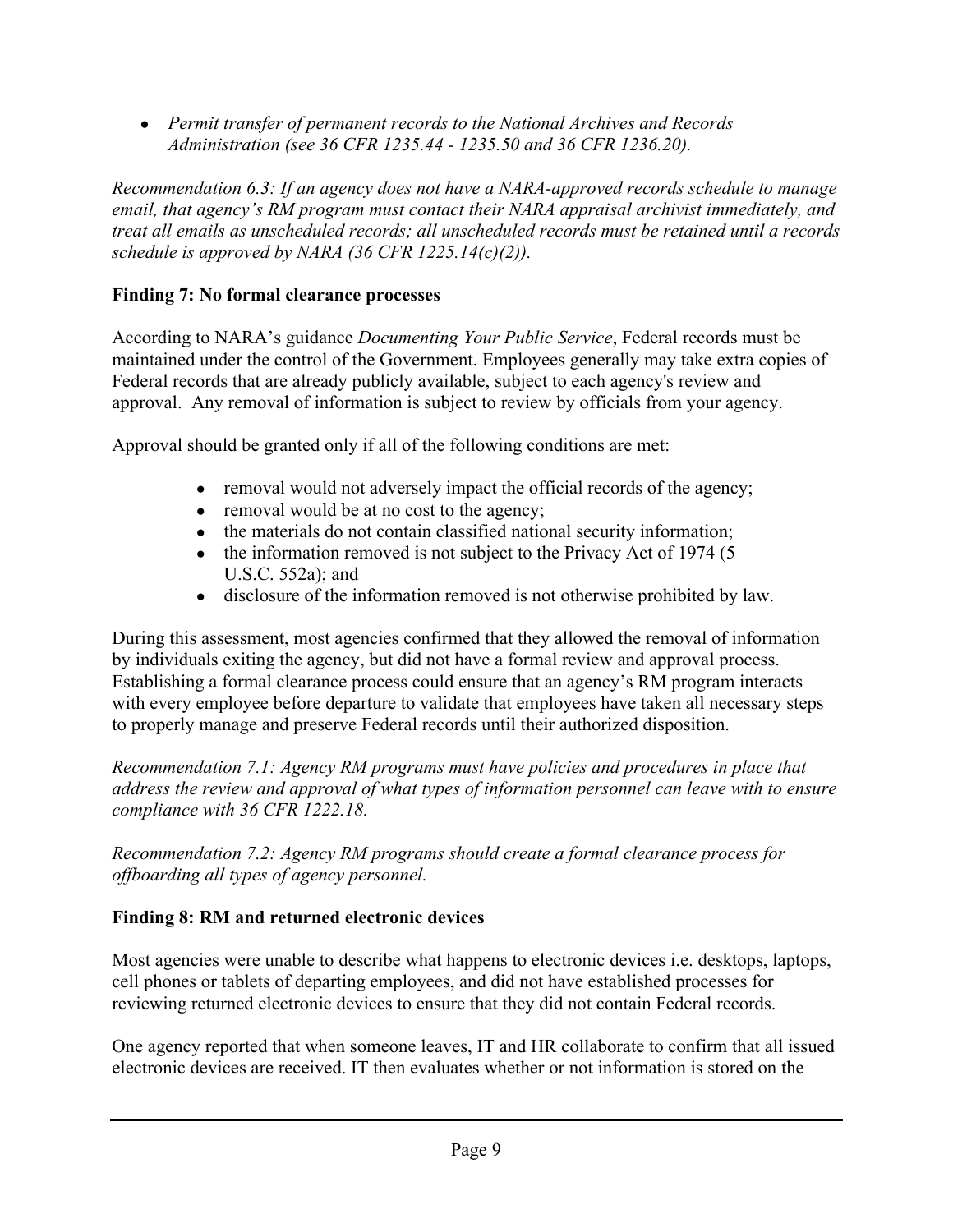- *Permit transfer of permanent records to the National Archives and Records Administration (see 36 CFR 1235.44 - 1235.50 and 36 CFR 1236.20).*

*Recommendation 6.3: If an agency does not have a NARA-approved records schedule to manage email, that agency's RM program must contact their NARA appraisal archivist immediately, and treat all emails as unscheduled records; all unscheduled records must be retained until a records schedule is approved by NARA (36 CFR 1225.14(c)(2)).*

**Finding 7: No formal clearance processes**

According to NARA's guidance *Documenting Your Public Service*, Federal records must be maintained under the control of the Government. Employees generally may take extra copies of Federal records that are already publicly available, subject to each agency's review and approval. Any removal of information is subject to review by officials from your agency.

Approval should be granted only if all of the following conditions are met:

- removal would not adversely impact the official records of the agency;
- removal would be at no cost to the agency;
- the materials do not contain classified national security information;
- the information removed is not subject to the Privacy Act of 1974 (5 U.S.C. 552a); and
- disclosure of the information removed is not otherwise prohibited by law.

During this assessment, most agencies confirmed that they allowed the removal of information by individuals exiting the agency, but did not have a formal review and approval process. Establishing a formal clearance process could ensure that an agency's RM program interacts with every employee before departure to validate that employees have taken all necessary steps to properly manage and preserve Federal records until their authorized disposition.

*Recommendation 7.1: Agency RM programs must have policies and procedures in place that address the review and approval of what types of information personnel can leave with to ensure compliance with 36 CFR 1222.18.*

*Recommendation 7.2: Agency RM programs should create a formal clearance process for offboarding all types of agency personnel.*

**Finding 8: RM and returned electronic devices**

Most agencies were unable to describe what happens to electronic devices i.e. desktops, laptops, cell phones or tablets of departing employees, and did not have established processes for reviewing returned electronic devices to ensure that they did not contain Federal records.

One agency reported that when someone leaves, IT and HR collaborate to confirm that all issued electronic devices are received. IT then evaluates whether or not information is stored on the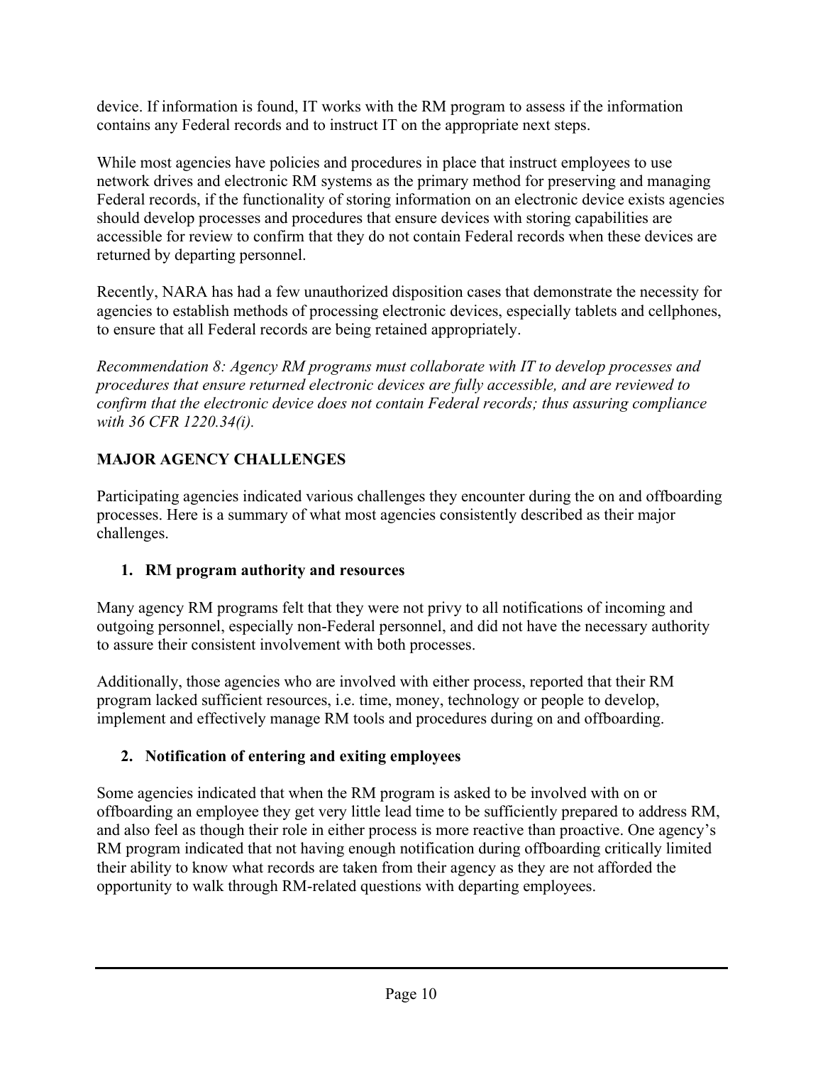device. If information is found, IT works with the RM program to assess if the information contains any Federal records and to instruct IT on the appropriate next steps.

While most agencies have policies and procedures in place that instruct employees to use network drives and electronic RM systems as the primary method for preserving and managing Federal records, if the functionality of storing information on an electronic device exists agencies should develop processes and procedures that ensure devices with storing capabilities are accessible for review to confirm that they do not contain Federal records when these devices are returned by departing personnel.

Recently, NARA has had a few unauthorized disposition cases that demonstrate the necessity for agencies to establish methods of processing electronic devices, especially tablets and cellphones, to ensure that all Federal records are being retained appropriately.

*Recommendation 8: Agency RM programs must collaborate with IT to develop processes and procedures that ensure returned electronic devices are fully accessible, and are reviewed to confirm that the electronic device does not contain Federal records; thus assuring compliance with 36 CFR 1220.34(i).*

## MAJOR AGENCY CHALLENGES

Participating agencies indicated various challenges they encounter during the on and offboarding processes. Here is a summary of what most agencies consistently described as their major challenges.

### 1. RM program authority and resources

Many agency RM programs felt that they were not privy to all notifications of incoming and outgoing personnel, especially non-Federal personnel, and did not have the necessary authority to assure their consistent involvement with both processes.

Additionally, those agencies who are involved with either process, reported that their RM program lacked sufficient resources, i.e. time, money, technology or people to develop, implement and effectively manage RM tools and procedures during on and offboarding.

### 2. Notification of entering and exiting employees

Some agencies indicated that when the RM program is asked to be involved with on or offboarding an employee they get very little lead time to be sufficiently prepared to address RM, and also feel as though their role in either process is more reactive than proactive. One agency's RM program indicated that not having enough notification during offboarding critically limited their ability to know what records are taken from their agency as they are not afforded the opportunity to walk through RM-related questions with departing employees.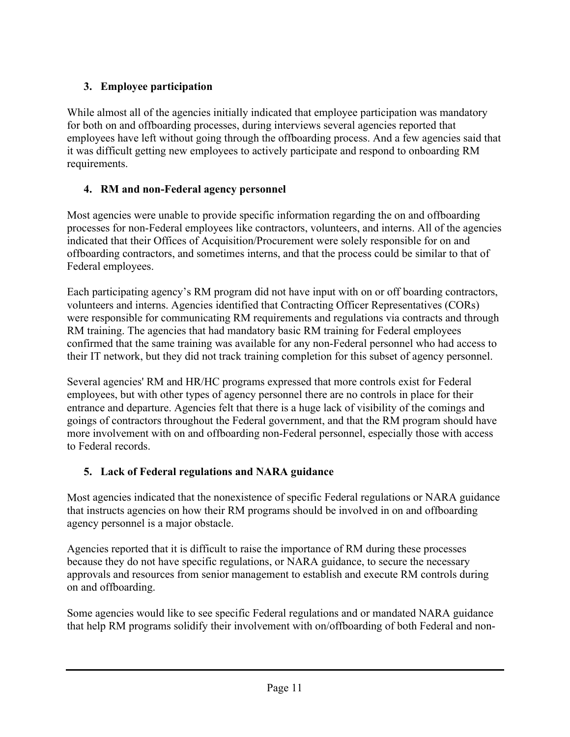### 3. Employee participation

While almost all of the agencies initially indicated that employee participation was mandatory for both on and offboarding processes, during interviews several agencies reported that employees have left without going through the offboarding process. And a few agencies said that it was difficult getting new employees to actively participate and respond to onboarding RM requirements.

### 4. RM and non-Federal agency personnel

Most agencies were unable to provide specific information regarding the on and offboarding processes for non-Federal employees like contractors, volunteers, and interns. All of the agencies indicated that their Offices of Acquisition/Procurement were solely responsible for on and offboarding contractors, and sometimes interns, and that the process could be similar to that of Federal employees.

Each participating agency's RM program did not have input with on or off boarding contractors, volunteers and interns. Agencies identified that Contracting Officer Representatives (CORs) were responsible for communicating RM requirements and regulations via contracts and through RM training. The agencies that had mandatory basic RM training for Federal employees confirmed that the same training was available for any non-Federal personnel who had access to their IT network, but they did not track training completion for this subset of agency personnel.

Several agencies' RM and HR/HC programs expressed that more controls exist for Federal employees, but with other types of agency personnel there are no controls in place for their entrance and departure. Agencies felt that there is a huge lack of visibility of the comings and goings of contractors throughout the Federal government, and that the RM program should have more involvement with on and offboarding non-Federal personnel, especially those with access to Federal records.

### 5. Lack of Federal regulations and NARA guidance

Most agencies indicated that the nonexistence of specific Federal regulations or NARA guidance that instructs agencies on how their RM programs should be involved in on and offboarding agency personnel is a major obstacle.

Agencies reported that it is difficult to raise the importance of RM during these processes because they do not have specific regulations, or NARA guidance, to secure the necessary approvals and resources from senior management to establish and execute RM controls during on and offboarding.

Some agencies would like to see specific Federal regulations and or mandated NARA guidance that help RM programs solidify their involvement with on/offboarding of both Federal and non-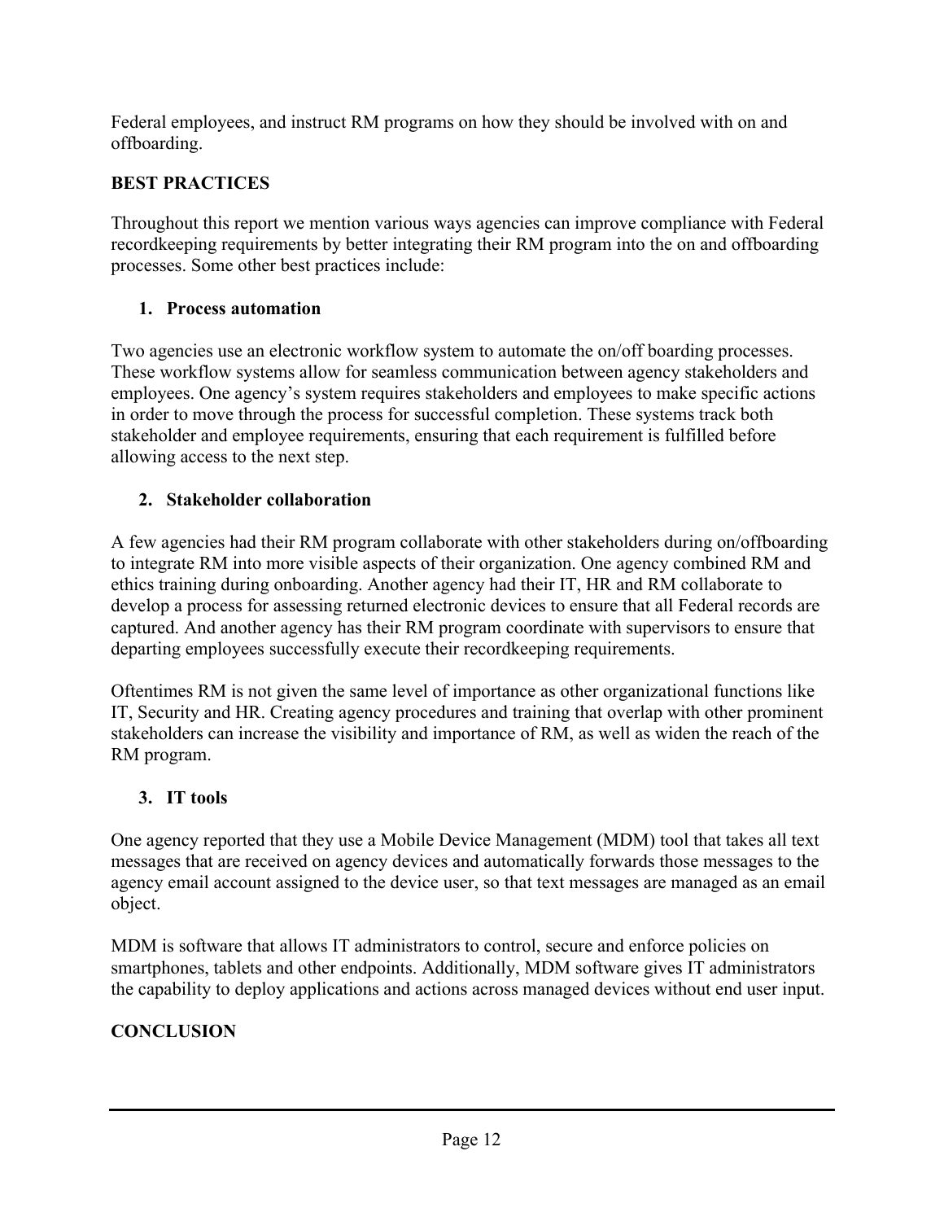Federal employees, and instruct RM programs on how they should be involved with on and offboarding.

## BEST PRACTICES

Throughout this report we mention various ways agencies can improve compliance with Federal recordkeeping requirements by better integrating their RM program into the on and offboarding processes. Some other best practices include:

### 1. Process automation

Two agencies use an electronic workflow system to automate the on/off boarding processes. These workflow systems allow for seamless communication between agency stakeholders and employees. One agency's system requires stakeholders and employees to make specific actions in order to move through the process for successful completion. These systems track both stakeholder and employee requirements, ensuring that each requirement is fulfilled before allowing access to the next step.

### 2. Stakeholder collaboration

A few agencies had their RM program collaborate with other stakeholders during on/offboarding to integrate RM into more visible aspects of their organization. One agency combined RM and ethics training during onboarding. Another agency had their IT, HR and RM collaborate to develop a process for assessing returned electronic devices to ensure that all Federal records are captured. And another agency has their RM program coordinate with supervisors to ensure that departing employees successfully execute their recordkeeping requirements.

Oftentimes RM is not given the same level of importance as other organizational functions like IT, Security and HR. Creating agency procedures and training that overlap with other prominent stakeholders can increase the visibility and importance of RM, as well as widen the reach of the RM program.

### 3. IT tools

One agency reported that they use a Mobile Device Management (MDM) tool that takes all text messages that are received on agency devices and automatically forwards those messages to the agency email account assigned to the device user, so that text messages are managed as an email object.

MDM is software that allows IT administrators to control, secure and enforce policies on smartphones, tablets and other endpoints. Additionally, MDM software gives IT administrators the capability to deploy applications and actions across managed devices without end user input.

## CONCLUSION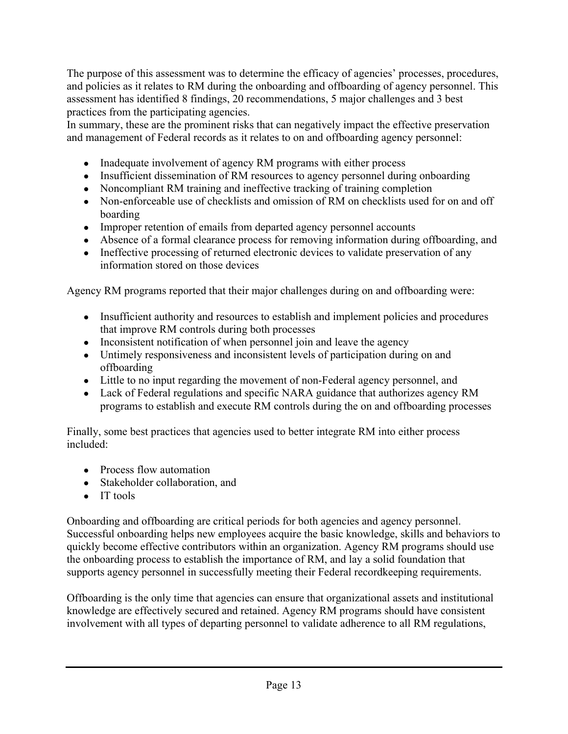The purpose of this assessment was to determine the efficacy of agencies' processes, procedures, and policies as it relates to RM during the onboarding and offboarding of agency personnel. This assessment has identified 8 findings, 20 recommendations, 5 major challenges and 3 best practices from the participating agencies.

In summary, these are the prominent risks that can negatively impact the effective preservation and management of Federal records as it relates to on and offboarding agency personnel:

- Inadequate involvement of agency RM programs with either process
- Insufficient dissemination of RM resources to agency personnel during onboarding
- Noncompliant RM training and ineffective tracking of training completion
- Non-enforceable use of checklists and omission of RM on checklists used for on and off boarding
- Improper retention of emails from departed agency personnel accounts
- Absence of a formal clearance process for removing information during offboarding, and
- Ineffective processing of returned electronic devices to validate preservation of any information stored on those devices

Agency RM programs reported that their major challenges during on and offboarding were:

- Insufficient authority and resources to establish and implement policies and procedures that improve RM controls during both processes
- Inconsistent notification of when personnel join and leave the agency
- Untimely responsiveness and inconsistent levels of participation during on and offboarding
- Little to no input regarding the movement of non-Federal agency personnel, and
- Lack of Federal regulations and specific NARA guidance that authorizes agency RM programs to establish and execute RM controls during the on and offboarding processes

Finally, some best practices that agencies used to better integrate RM into either process included:

- Process flow automation
- Stakeholder collaboration, and
- IT tools

Onboarding and offboarding are critical periods for both agencies and agency personnel. Successful onboarding helps new employees acquire the basic knowledge, skills and behaviors to quickly become effective contributors within an organization. Agency RM programs should use the onboarding process to establish the importance of RM, and lay a solid foundation that supports agency personnel in successfully meeting their Federal recordkeeping requirements.

Offboarding is the only time that agencies can ensure that organizational assets and institutional knowledge are effectively secured and retained. Agency RM programs should have consistent involvement with all types of departing personnel to validate adherence to all RM regulations,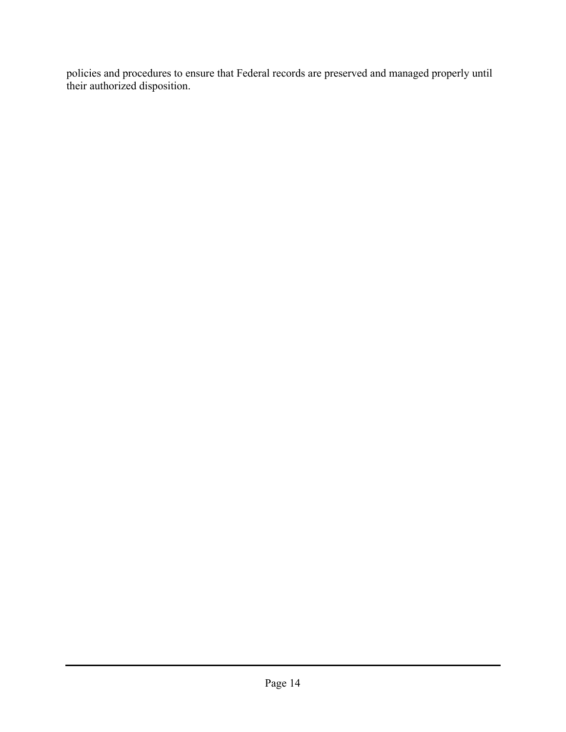policies and procedures to ensure that Federal records are preserved and managed properly until their authorized disposition.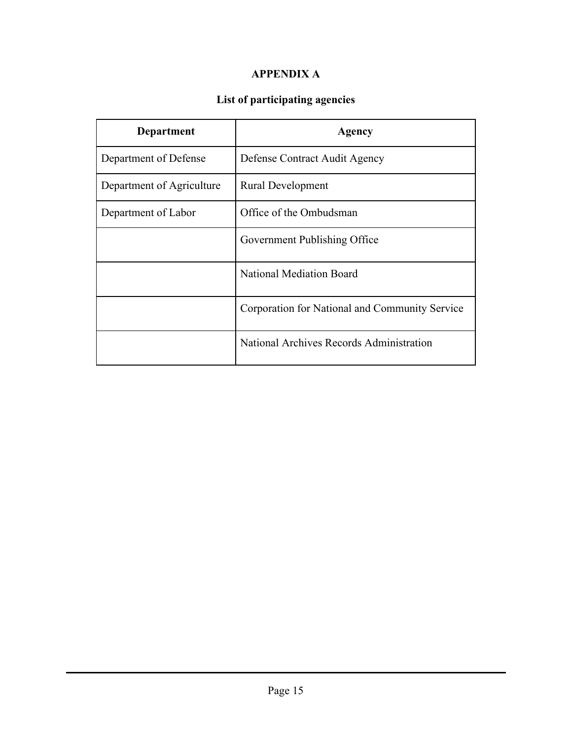# APPENDIX A

## List of participating agencies

| Department | Agency |
| --- | --- |
| Department of Defense | Defense Contract Audit Agency |
| Department of Agriculture | Rural Development |
| Department of Labor | Office of the Ombudsman |
| | Government Publishing Office |
| | National Mediation Board |
| | Corporation for National and Community Service |
| | National Archives Records Administration |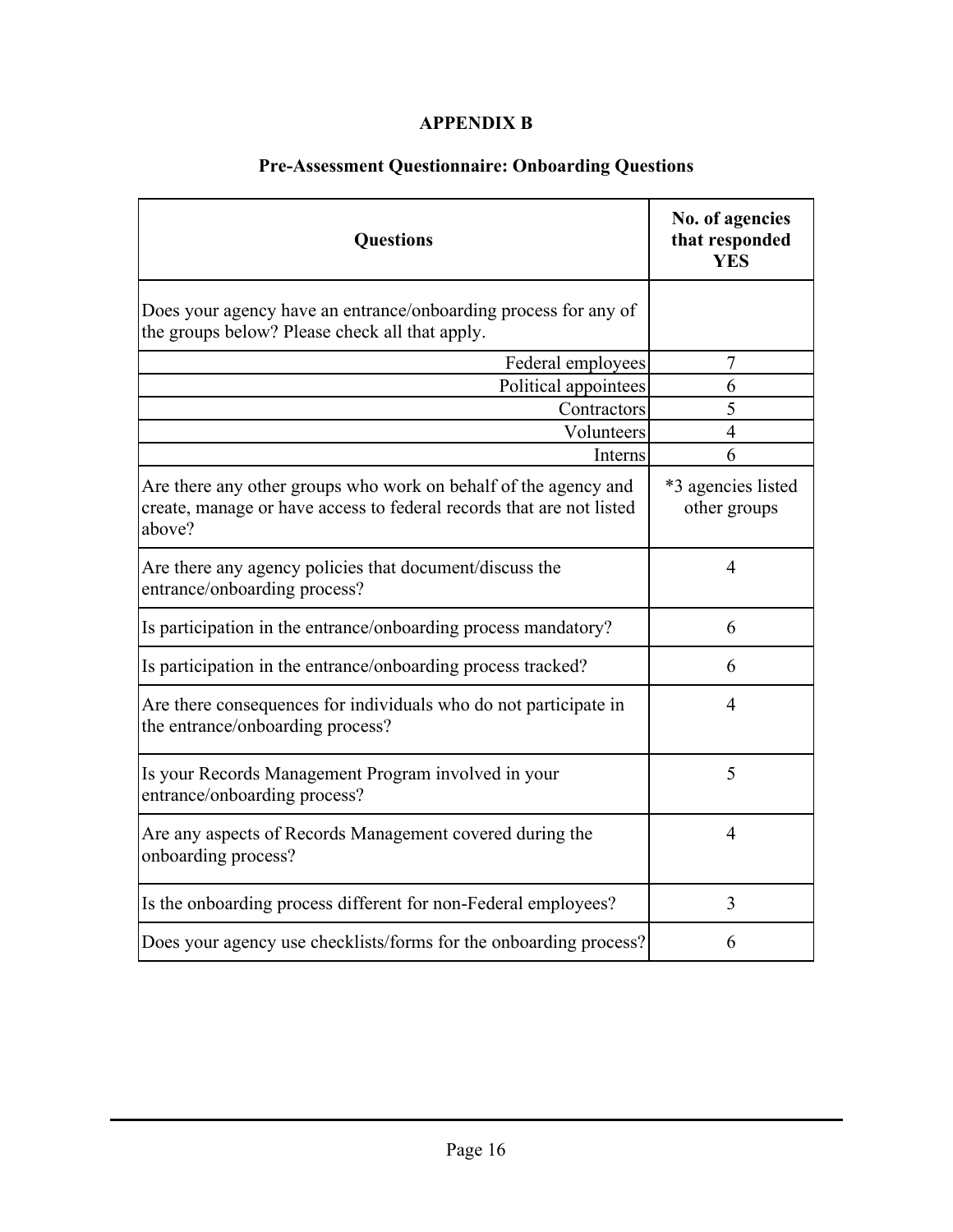# APPENDIX B

## Pre-Assessment Questionnaire: Onboarding Questions

| Questions | No. of agencies that responded YES |
|---|---|
| Does your agency have an entrance/onboarding process for any of the groups below? Please check all that apply. | |
| Federal employees | 7 |
| Political appointees | 6 |
| Contractors | 5 |
| Volunteers | 4 |
| Interns | 6 |
| Are there any other groups who work on behalf of the agency and create, manage or have access to federal records that are not listed above? | *3 agencies listed other groups |
| Are there any agency policies that document/discuss the entrance/onboarding process? | 4 |
| Is participation in the entrance/onboarding process mandatory? | 6 |
| Is participation in the entrance/onboarding process tracked? | 6 |
| Are there consequences for individuals who do not participate in the entrance/onboarding process? | 4 |
| Is your Records Management Program involved in your entrance/onboarding process? | 5 |
| Are any aspects of Records Management covered during the onboarding process? | 4 |
| Is the onboarding process different for non-Federal employees? | 3 |
| Does your agency use checklists/forms for the onboarding process? | 6 |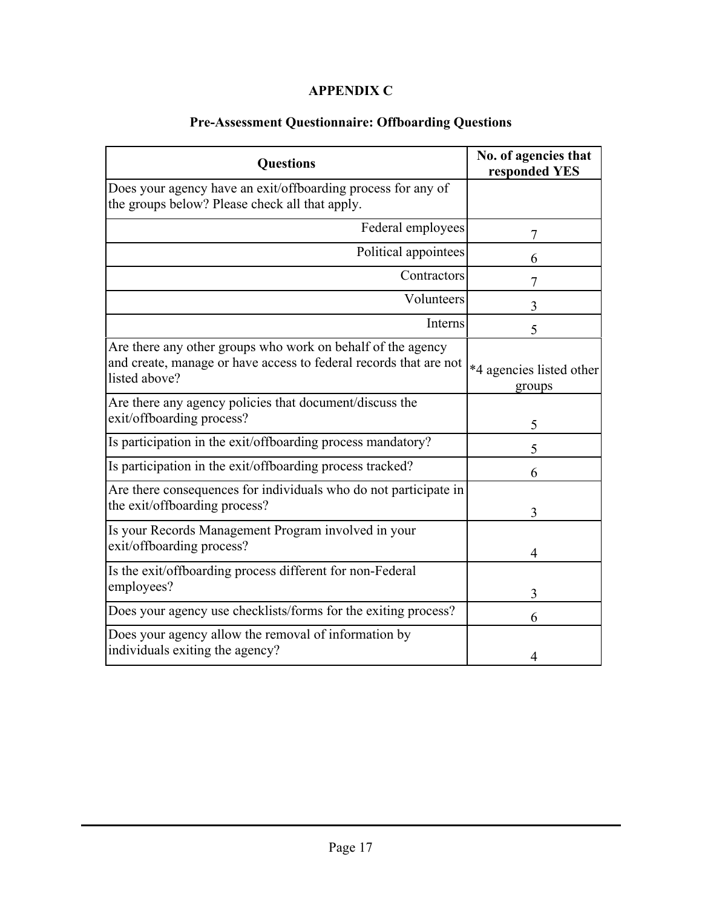# APPENDIX C

## Pre-Assessment Questionnaire: Offboarding Questions

| Questions | No. of agencies that responded YES |
| --- | --- |
| Does your agency have an exit/offboarding process for any of the groups below? Please check all that apply. | |
| Federal employees | 7 |
| Political appointees | 6 |
| Contractors | 7 |
| Volunteers | 3 |
| Interns | 5 |
| Are there any other groups who work on behalf of the agency and create, manage or have access to federal records that are not listed above? | *4 agencies listed other groups |
| Are there any agency policies that document/discuss the exit/offboarding process? | 5 |
| Is participation in the exit/offboarding process mandatory? | 5 |
| Is participation in the exit/offboarding process tracked? | 6 |
| Are there consequences for individuals who do not participate in the exit/offboarding process? | 3 |
| Is your Records Management Program involved in your exit/offboarding process? | 4 |
| Is the exit/offboarding process different for non-Federal employees? | 3 |
| Does your agency use checklists/forms for the exiting process? | 6 |
| Does your agency allow the removal of information by individuals exiting the agency? | 4 |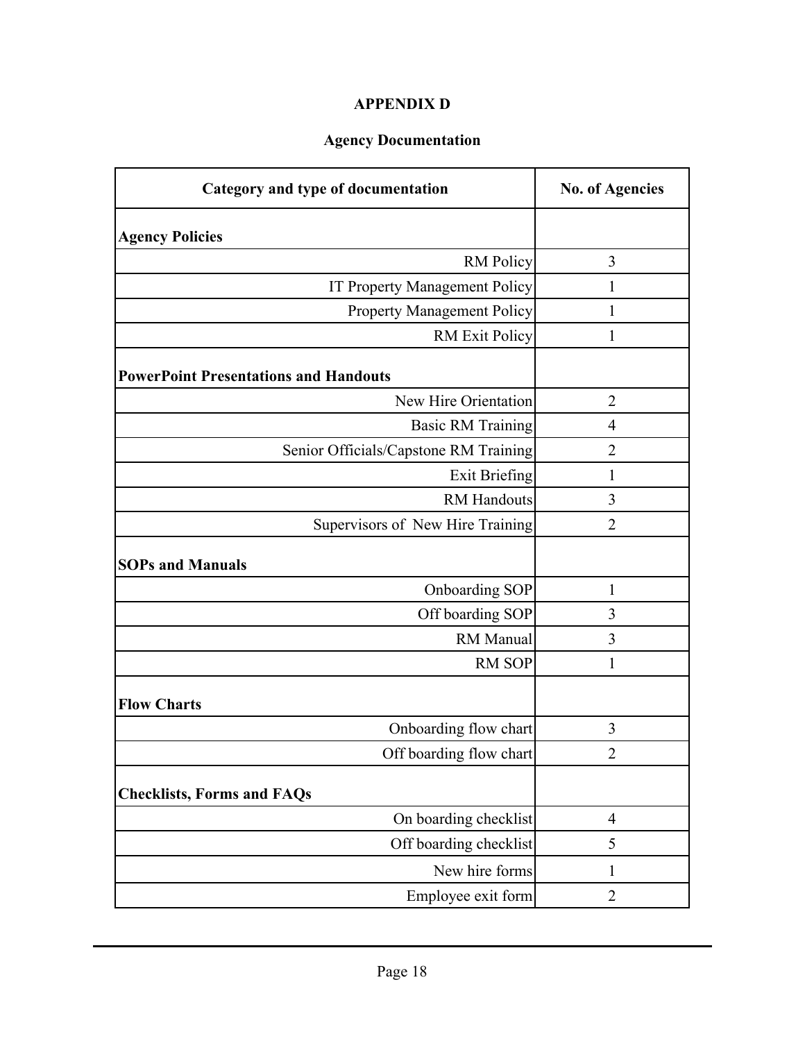# APPENDIX D

## Agency Documentation

| Category and type of documentation | No. of Agencies |
|---|---|
| **Agency Policies** | |
| RM Policy | 3 |
| IT Property Management Policy | 1 |
| Property Management Policy | 1 |
| RM Exit Policy | 1 |
| **PowerPoint Presentations and Handouts** | |
| New Hire Orientation | 2 |
| Basic RM Training | 4 |
| Senior Officials/Capstone RM Training | 2 |
| Exit Briefing | 1 |
| RM Handouts | 3 |
| Supervisors of New Hire Training | 2 |
| **SOPs and Manuals** | |
| Onboarding SOP | 1 |
| Off boarding SOP | 3 |
| RM Manual | 3 |
| RM SOP | 1 |
| **Flow Charts** | |
| Onboarding flow chart | 3 |
| Off boarding flow chart | 2 |
| **Checklists, Forms and FAQs** | |
| On boarding checklist | 4 |
| Off boarding checklist | 5 |
| New hire forms | 1 |
| Employee exit form | 2 |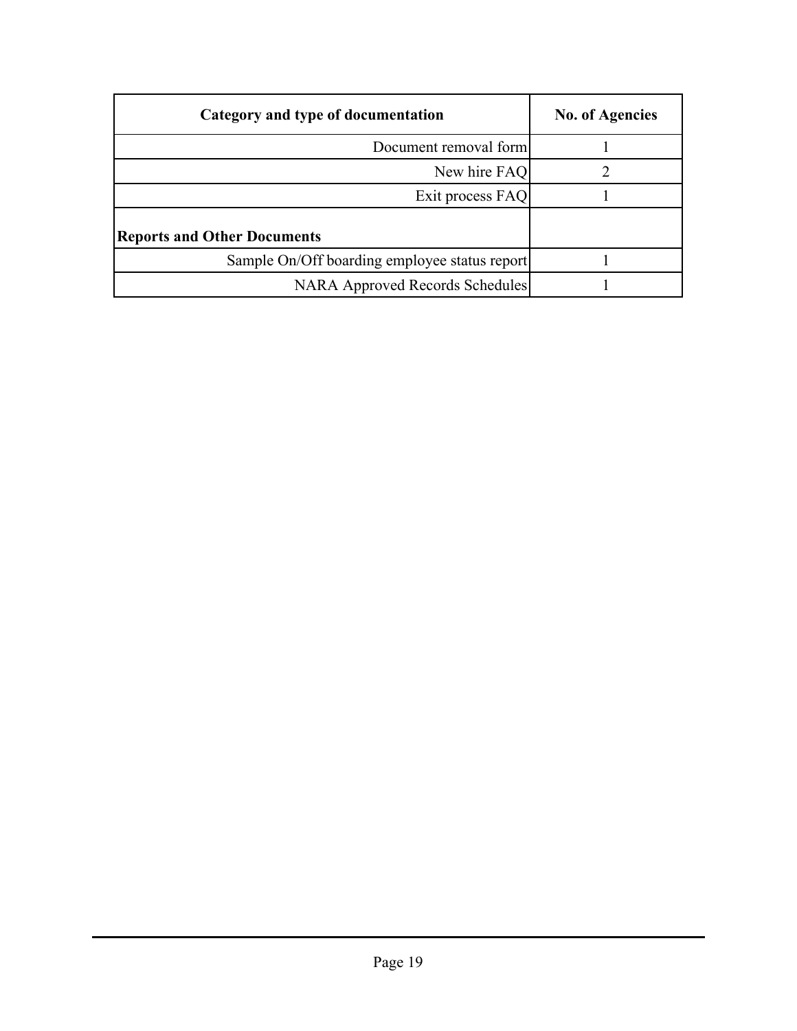| Category and type of documentation | No. of Agencies |
| --- | --- |
| Document removal form | 1 |
| New hire FAQ | 2 |
| Exit process FAQ | 1 |
| **Reports and Other Documents** | |
| Sample On/Off boarding employee status report | 1 |
| NARA Approved Records Schedules | 1 |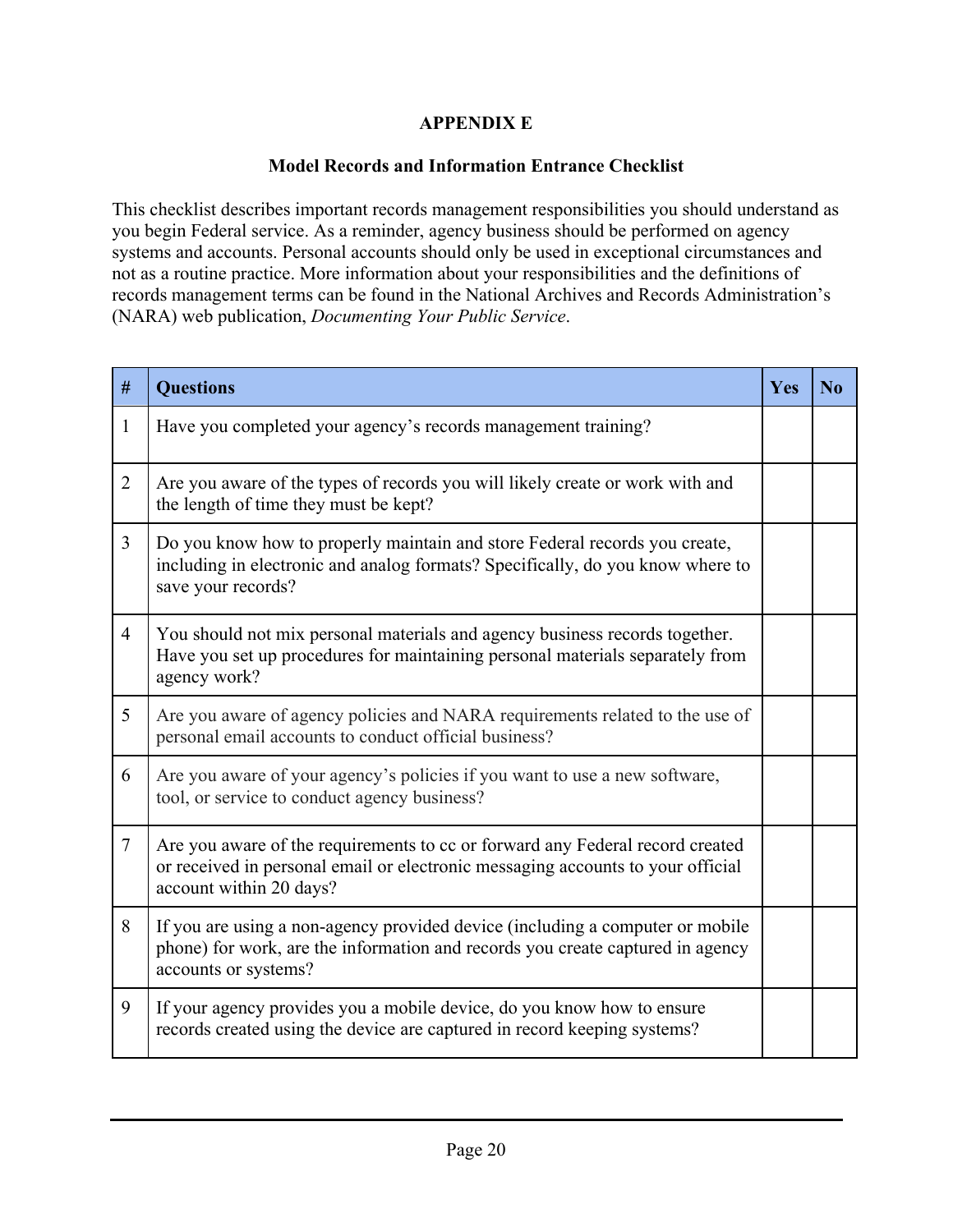# APPENDIX E

## Model Records and Information Entrance Checklist

This checklist describes important records management responsibilities you should understand as you begin Federal service. As a reminder, agency business should be performed on agency systems and accounts. Personal accounts should only be used in exceptional circumstances and not as a routine practice. More information about your responsibilities and the definitions of records management terms can be found in the National Archives and Records Administration's (NARA) web publication, *Documenting Your Public Service*.

| # | Questions | Yes | No |
|---|---|---|---|
| 1 | Have you completed your agency's records management training? | | |
| 2 | Are you aware of the types of records you will likely create or work with and the length of time they must be kept? | | |
| 3 | Do you know how to properly maintain and store Federal records you create, including in electronic and analog formats? Specifically, do you know where to save your records? | | |
| 4 | You should not mix personal materials and agency business records together. Have you set up procedures for maintaining personal materials separately from agency work? | | |
| 5 | Are you aware of agency policies and NARA requirements related to the use of personal email accounts to conduct official business? | | |
| 6 | Are you aware of your agency's policies if you want to use a new software, tool, or service to conduct agency business? | | |
| 7 | Are you aware of the requirements to cc or forward any Federal record created or received in personal email or electronic messaging accounts to your official account within 20 days? | | |
| 8 | If you are using a non-agency provided device (including a computer or mobile phone) for work, are the information and records you create captured in agency accounts or systems? | | |
| 9 | If your agency provides you a mobile device, do you know how to ensure records created using the device are captured in record keeping systems? | | |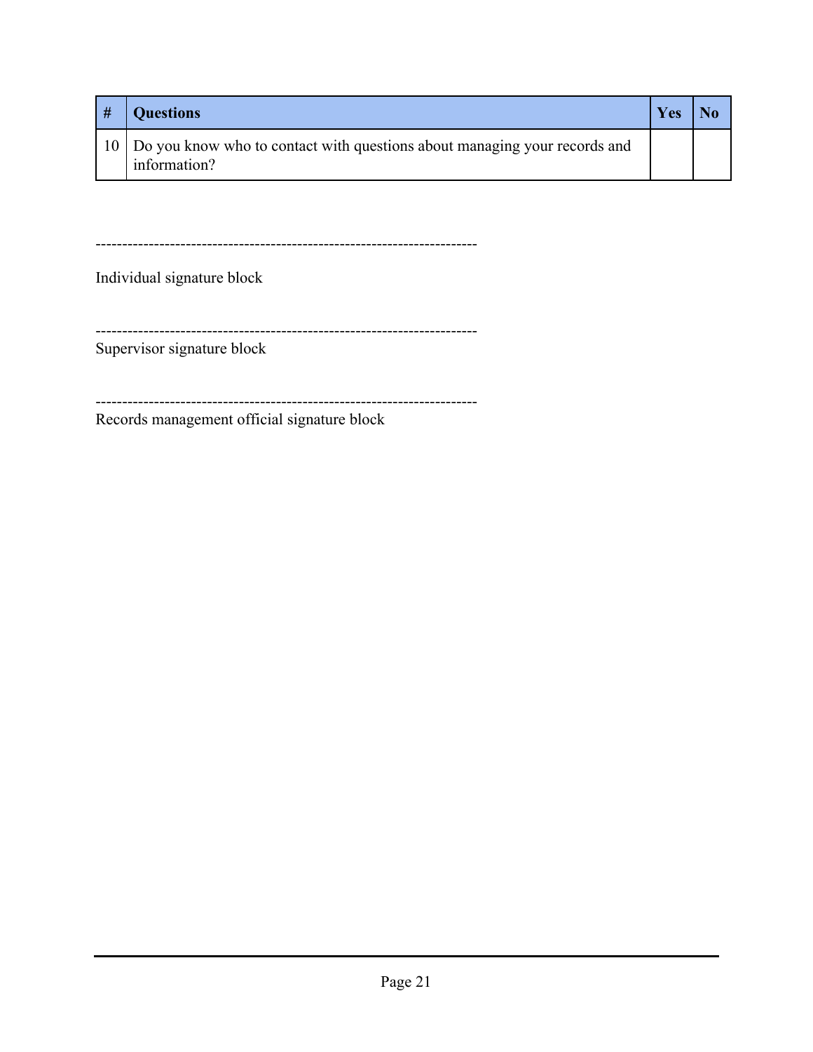| # | Questions | Yes | No |
| --- | --- | --- | --- |
| 10 | Do you know who to contact with questions about managing your records and information? | | |

-----------------------------------------------------------------------

Individual signature block

-----------------------------------------------------------------------

Supervisor signature block

-----------------------------------------------------------------------

Records management official signature block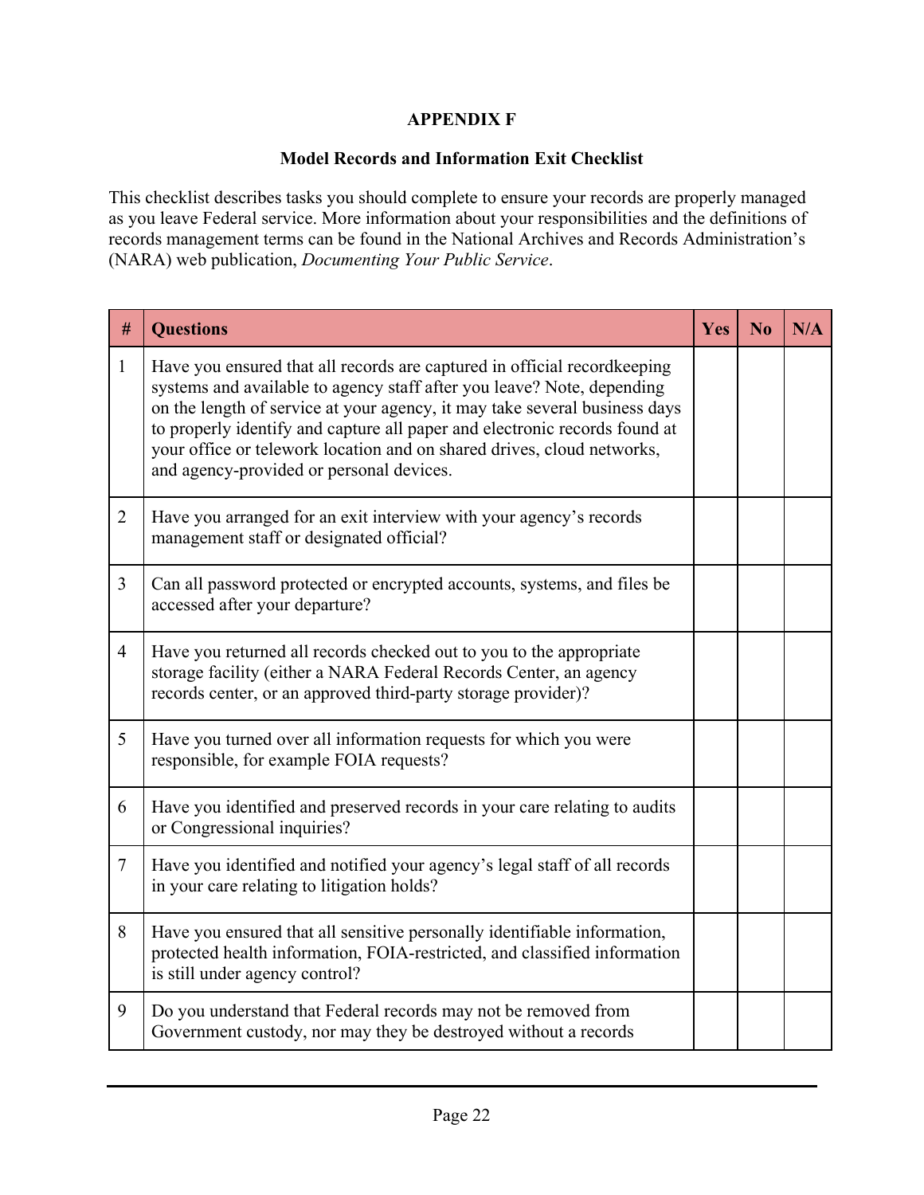**APPENDIX F**

**Model Records and Information Exit Checklist**

This checklist describes tasks you should complete to ensure your records are properly managed as you leave Federal service. More information about your responsibilities and the definitions of records management terms can be found in the National Archives and Records Administration's (NARA) web publication, *Documenting Your Public Service*.

| # | Questions | Yes | No | N/A |
|---|---|---|---|---|
| 1 | Have you ensured that all records are captured in official recordkeeping systems and available to agency staff after you leave? Note, depending on the length of service at your agency, it may take several business days to properly identify and capture all paper and electronic records found at your office or telework location and on shared drives, cloud networks, and agency-provided or personal devices. | | | |
| 2 | Have you arranged for an exit interview with your agency's records management staff or designated official? | | | |
| 3 | Can all password protected or encrypted accounts, systems, and files be accessed after your departure? | | | |
| 4 | Have you returned all records checked out to you to the appropriate storage facility (either a NARA Federal Records Center, an agency records center, or an approved third-party storage provider)? | | | |
| 5 | Have you turned over all information requests for which you were responsible, for example FOIA requests? | | | |
| 6 | Have you identified and preserved records in your care relating to audits or Congressional inquiries? | | | |
| 7 | Have you identified and notified your agency's legal staff of all records in your care relating to litigation holds? | | | |
| 8 | Have you ensured that all sensitive personally identifiable information, protected health information, FOIA-restricted, and classified information is still under agency control? | | | |
| 9 | Do you understand that Federal records may not be removed from Government custody, nor may they be destroyed without a records | | | |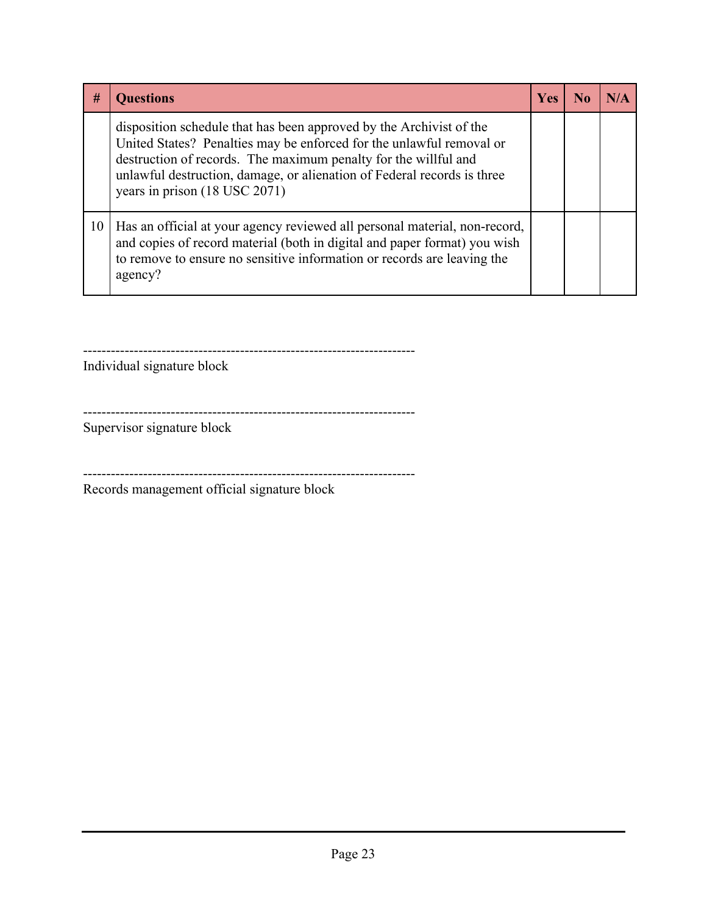| # | Questions | Yes | No | N/A |
|---|---|---|---|---|
| | disposition schedule that has been approved by the Archivist of the United States? Penalties may be enforced for the unlawful removal or destruction of records. The maximum penalty for the willful and unlawful destruction, damage, or alienation of Federal records is three years in prison (18 USC 2071) | | | |
| 10 | Has an official at your agency reviewed all personal material, non-record, and copies of record material (both in digital and paper format) you wish to remove to ensure no sensitive information or records are leaving the agency? | | | |

-----------------------------------------------------------------------
Individual signature block

-----------------------------------------------------------------------
Supervisor signature block

-----------------------------------------------------------------------
Records management official signature block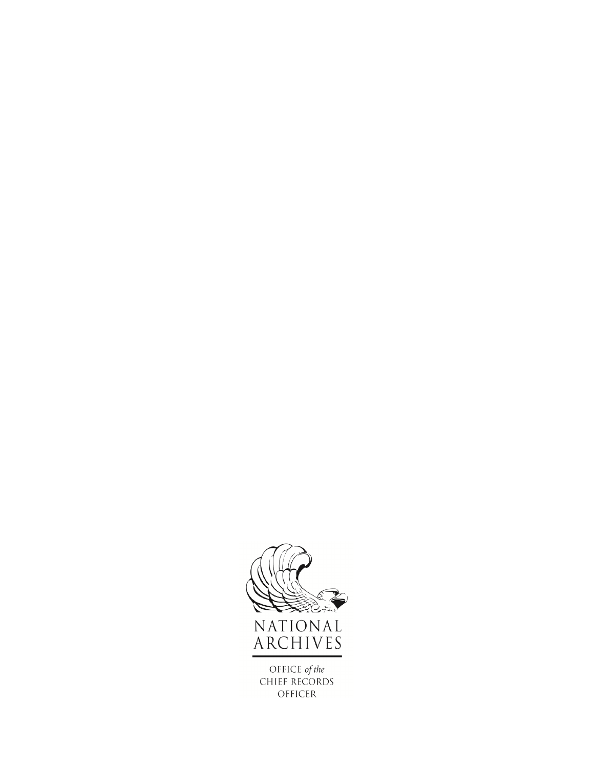NATIONAL ARCHIVES

OFFICE *of the* CHIEF RECORDS OFFICER